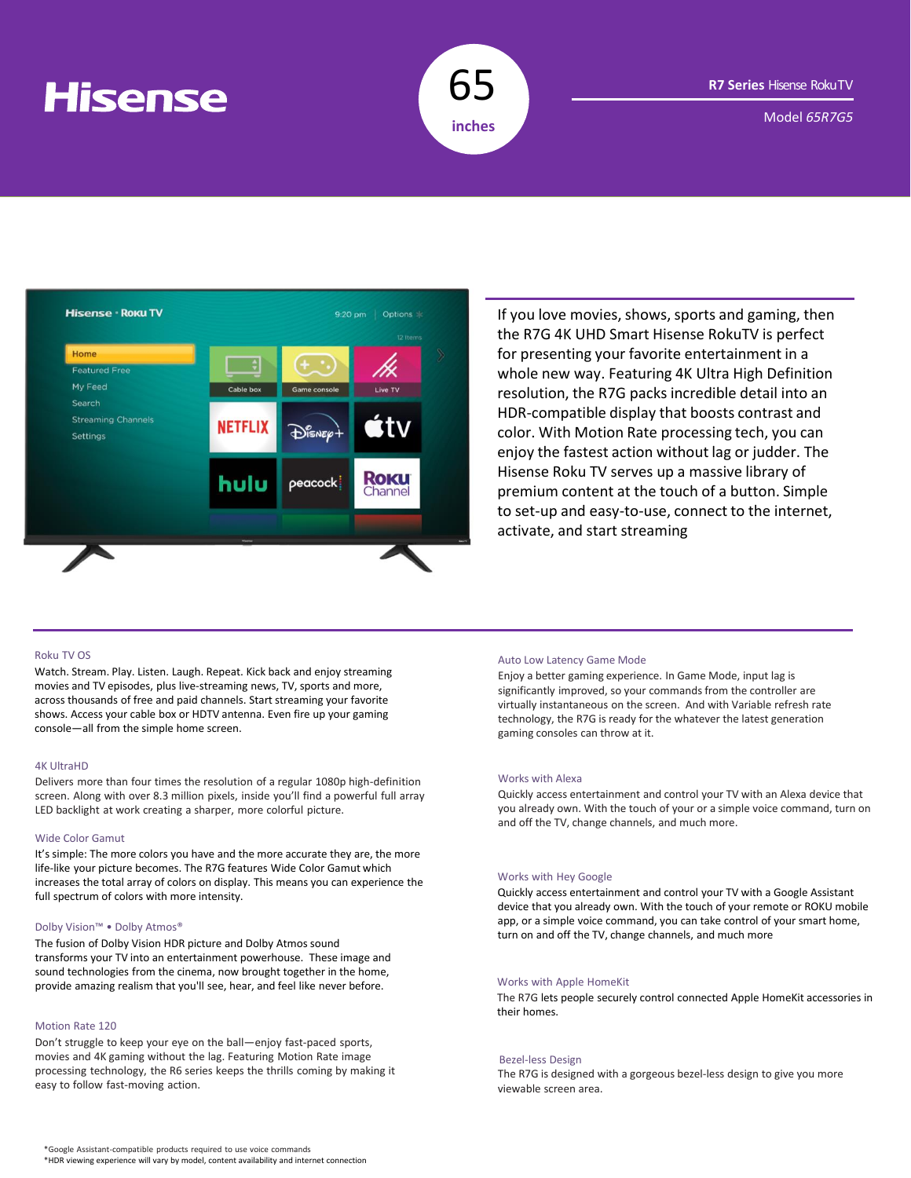# Hisense

65 inches

**R7 Series** Hisense RokuTV

Model *65R7G5*

If you love movies, shows, sports and gaming, then the R7G 4K UHD Smart Hisense RokuTV is perfect for presenting your favorite entertainment in a whole new way. Featuring 4K Ultra High Definition resolution, the R7G packs incredible detail into an HDR-compatible display that boosts contrast and color. With Motion Rate processing tech, you can enjoy the fastest action without lag or judder. The Hisense Roku TV serves up a massive library of premium content at the touch of a button. Simple to set-up and easy-to-use, connect to the internet, activate, and start streaming

### Roku TV OS

Watch. Stream. Play. Listen. Laugh. Repeat. Kick back and enjoy streaming movies and TV episodes, plus live-streaming news, TV, sports and more, across thousands of free and paid channels. Start streaming your favorite shows. Access your cable box or HDTV antenna. Even fire up your gaming console—all from the simple home screen.

### 4K UltraHD

Delivers more than four times the resolution of a regular 1080p high-definition screen. Along with over 8.3 million pixels, inside you'll find a powerful full array LED backlight at work creating a sharper, more colorful picture.

### Wide Color Gamut

It's simple: The more colors you have and the more accurate they are, the more life-like your picture becomes. The R7G features Wide Color Gamut which increases the total array of colors on display. This means you can experience the full spectrum of colors with more intensity.

### Dolby Vision™ • Dolby Atmos®

The fusion of Dolby Vision HDR picture and Dolby Atmos sound transforms your TV into an entertainment powerhouse. These image and sound technologies from the cinema, now brought together in the home, provide amazing realism that you'll see, hear, and feel like never before.

### Motion Rate 120

Don't struggle to keep your eye on the ball—enjoy fast-paced sports, movies and 4K gaming without the lag. Featuring Motion Rate image processing technology, the R6 series keeps the thrills coming by making it easy to follow fast-moving action.

### Auto Low Latency Game Mode

Enjoy a better gaming experience. In Game Mode, input lag is significantly improved, so your commands from the controller are virtually instantaneous on the screen. And with Variable refresh rate technology, the R7G is ready for the whatever the latest generation gaming consoles can throw at it.

### Works with Alexa

Quickly access entertainment and control your TV with an Alexa device that you already own. With the touch of your or a simple voice command, turn on and off the TV, change channels, and much more.

### Works with Hey Google

Quickly access entertainment and control your TV with a Google Assistant device that you already own. With the touch of your remote or ROKU mobile app, or a simple voice command, you can take control of your smart home, turn on and off the TV, change channels, and much more

### Works with Apple HomeKit

The R7G lets people securely control connected Apple HomeKit accessories in their homes.

### Bezel-less Design

The R7G is designed with a gorgeous bezel-less design to give you more viewable screen area.

*Google Assistant-compatible products required to use voice commands
*HDR viewing experience will vary by model, content availability and internet connection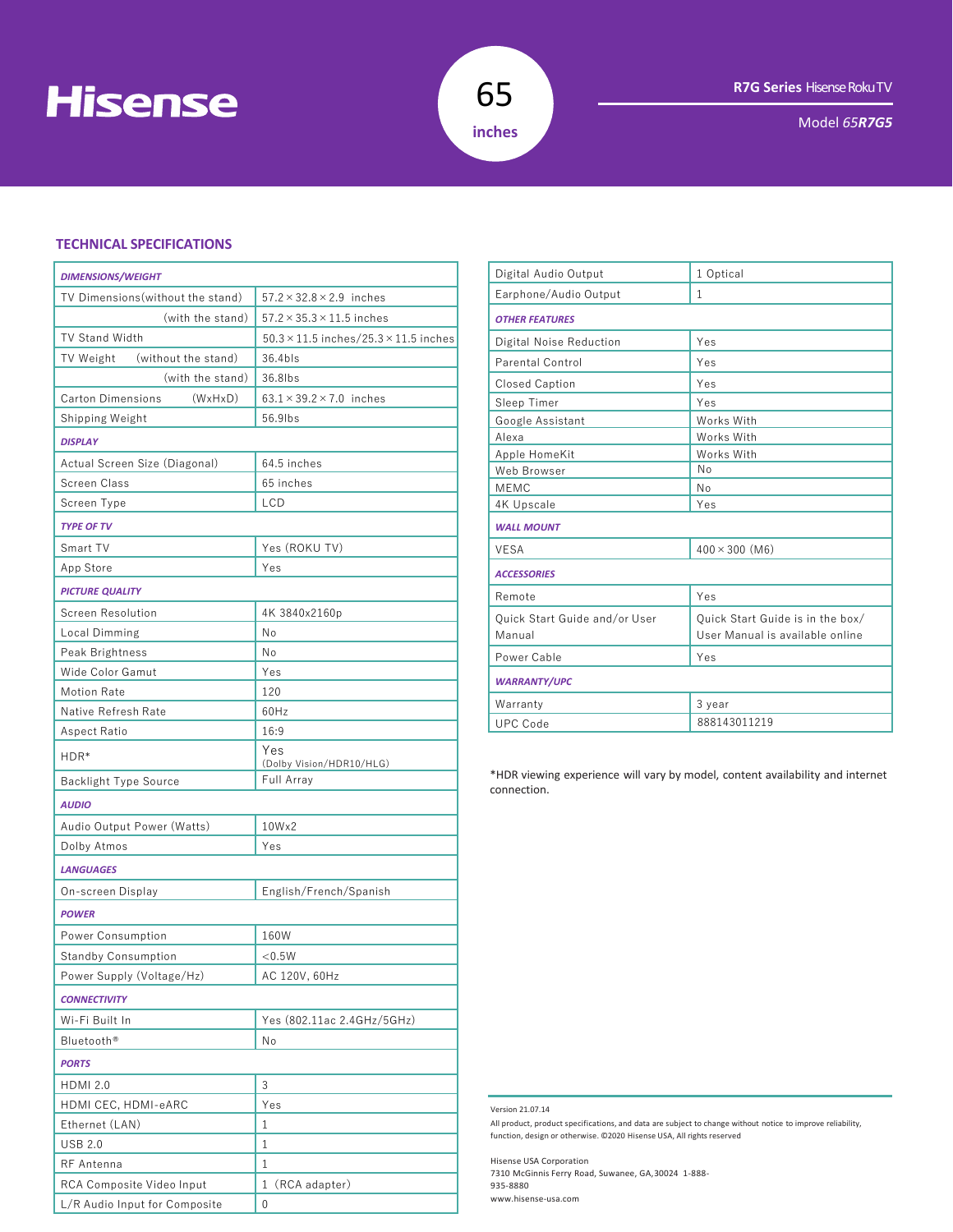# Hisense

**65 inches**

**R7G Series** Hisense Roku TV

Model 65***R7G5***

## TECHNICAL SPECIFICATIONS

| | |
|---|---|
| ***DIMENSIONS/WEIGHT*** | |
| TV Dimensions(without the stand) | 57.2 × 32.8 × 2.9 inches |
| (with the stand) | 57.2 × 35.3 × 11.5 inches |
| TV Stand Width | 50.3 × 11.5 inches/25.3 × 11.5 inches |
| TV Weight (without the stand) | 36.4bls |
| (with the stand) | 36.8lbs |
| Carton Dimensions (WxHxD) | 63.1 × 39.2 × 7.0 inches |
| Shipping Weight | 56.9lbs |
| ***DISPLAY*** | |
| Actual Screen Size (Diagonal) | 64.5 inches |
| Screen Class | 65 inches |
| Screen Type | LCD |
| ***TYPE OF TV*** | |
| Smart TV | Yes (ROKU TV) |
| App Store | Yes |
| ***PICTURE QUALITY*** | |
| Screen Resolution | 4K 3840x2160p |
| Local Dimming | No |
| Peak Brightness | No |
| Wide Color Gamut | Yes |
| Motion Rate | 120 |
| Native Refresh Rate | 60Hz |
| Aspect Ratio | 16:9 |
| HDR* | Yes (Dolby Vision/HDR10/HLG) |
| Backlight Type Source | Full Array |
| ***AUDIO*** | |
| Audio Output Power (Watts) | 10Wx2 |
| Dolby Atmos | Yes |
| ***LANGUAGES*** | |
| On-screen Display | English/French/Spanish |
| ***POWER*** | |
| Power Consumption | 160W |
| Standby Consumption | <0.5W |
| Power Supply (Voltage/Hz) | AC 120V, 60Hz |
| ***CONNECTIVITY*** | |
| Wi-Fi Built In | Yes (802.11ac 2.4GHz/5GHz) |
| Bluetooth® | No |
| ***PORTS*** | |
| HDMI 2.0 | 3 |
| HDMI CEC, HDMI-eARC | Yes |
| Ethernet (LAN) | 1 |
| USB 2.0 | 1 |
| RF Antenna | 1 |
| RCA Composite Video Input | 1 (RCA adapter) |
| L/R Audio Input for Composite | 0 |
| Digital Audio Output | 1 Optical |
| Earphone/Audio Output | 1 |
| ***OTHER FEATURES*** | |
| Digital Noise Reduction | Yes |
| Parental Control | Yes |
| Closed Caption | Yes |
| Sleep Timer | Yes |
| Google Assistant | Works With |
| Alexa | Works With |
| Apple HomeKit | Works With |
| Web Browser | No |
| MEMC | No |
| 4K Upscale | Yes |
| ***WALL MOUNT*** | |
| VESA | 400 × 300 (M6) |
| ***ACCESSORIES*** | |
| Remote | Yes |
| Quick Start Guide and/or User Manual | Quick Start Guide is in the box/ User Manual is available online |
| Power Cable | Yes |
| ***WARRANTY/UPC*** | |
| Warranty | 3 year |
| UPC Code | 888143011219 |

*HDR viewing experience will vary by model, content availability and internet connection.

Version 21.07.14

All product, product specifications, and data are subject to change without notice to improve reliability, function, design or otherwise. ©2020 Hisense USA, All rights reserved

Hisense USA Corporation
7310 McGinnis Ferry Road, Suwanee, GA,30024 1-888-935-8880
www.hisense-usa.com